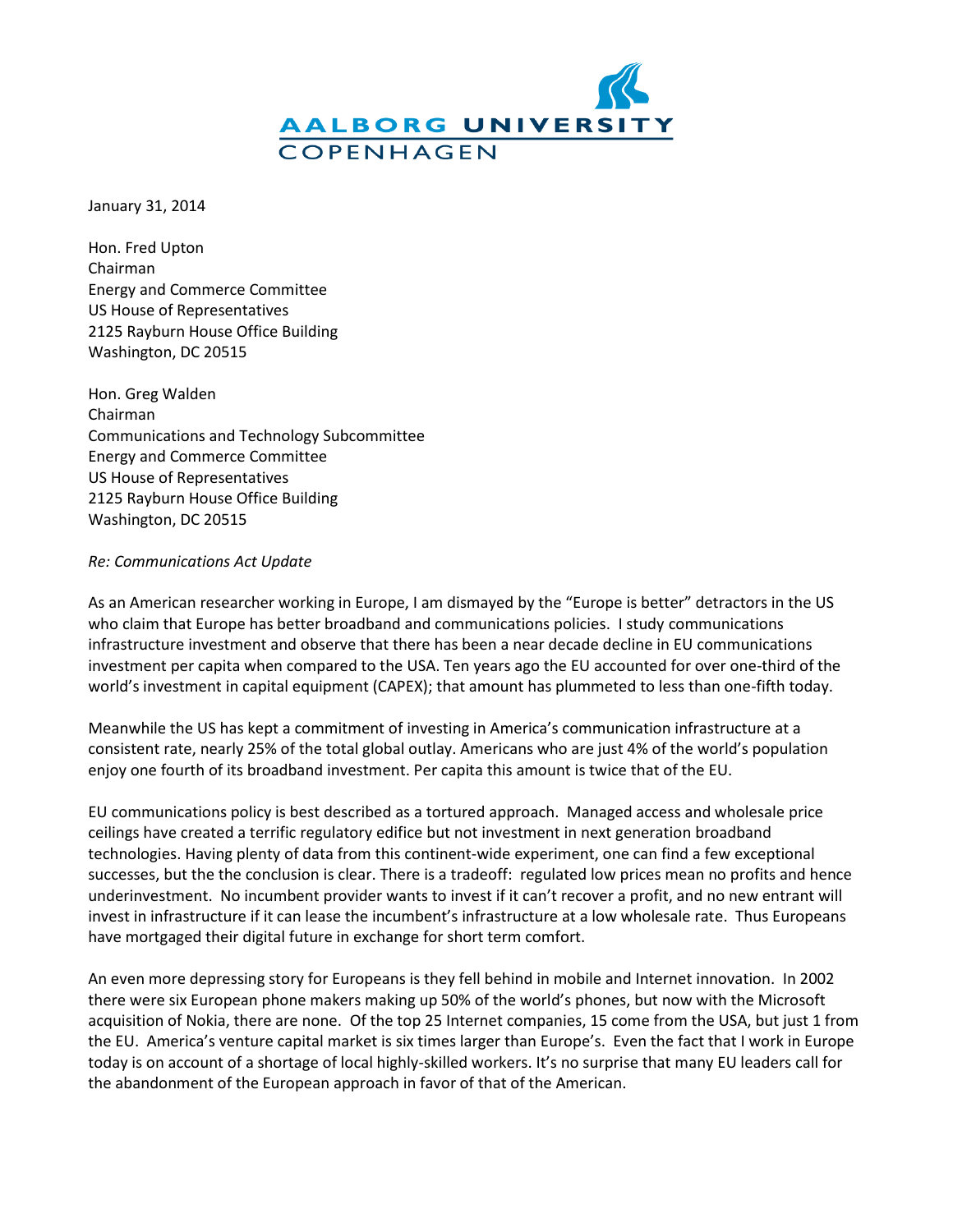AALBORG UNIVERSITY
COPENHAGEN

January 31, 2014

Hon. Fred Upton
Chairman
Energy and Commerce Committee
US House of Representatives
2125 Rayburn House Office Building
Washington, DC 20515

Hon. Greg Walden
Chairman
Communications and Technology Subcommittee
Energy and Commerce Committee
US House of Representatives
2125 Rayburn House Office Building
Washington, DC 20515

*Re: Communications Act Update*

As an American researcher working in Europe, I am dismayed by the “Europe is better” detractors in the US who claim that Europe has better broadband and communications policies. I study communications infrastructure investment and observe that there has been a near decade decline in EU communications investment per capita when compared to the USA. Ten years ago the EU accounted for over one-third of the world’s investment in capital equipment (CAPEX); that amount has plummeted to less than one-fifth today.

Meanwhile the US has kept a commitment of investing in America’s communication infrastructure at a consistent rate, nearly 25% of the total global outlay. Americans who are just 4% of the world’s population enjoy one fourth of its broadband investment. Per capita this amount is twice that of the EU.

EU communications policy is best described as a tortured approach. Managed access and wholesale price ceilings have created a terrific regulatory edifice but not investment in next generation broadband technologies. Having plenty of data from this continent-wide experiment, one can find a few exceptional successes, but the the conclusion is clear. There is a tradeoff: regulated low prices mean no profits and hence underinvestment. No incumbent provider wants to invest if it can’t recover a profit, and no new entrant will invest in infrastructure if it can lease the incumbent’s infrastructure at a low wholesale rate. Thus Europeans have mortgaged their digital future in exchange for short term comfort.

An even more depressing story for Europeans is they fell behind in mobile and Internet innovation. In 2002 there were six European phone makers making up 50% of the world’s phones, but now with the Microsoft acquisition of Nokia, there are none. Of the top 25 Internet companies, 15 come from the USA, but just 1 from the EU. America’s venture capital market is six times larger than Europe’s. Even the fact that I work in Europe today is on account of a shortage of local highly-skilled workers. It’s no surprise that many EU leaders call for the abandonment of the European approach in favor of that of the American.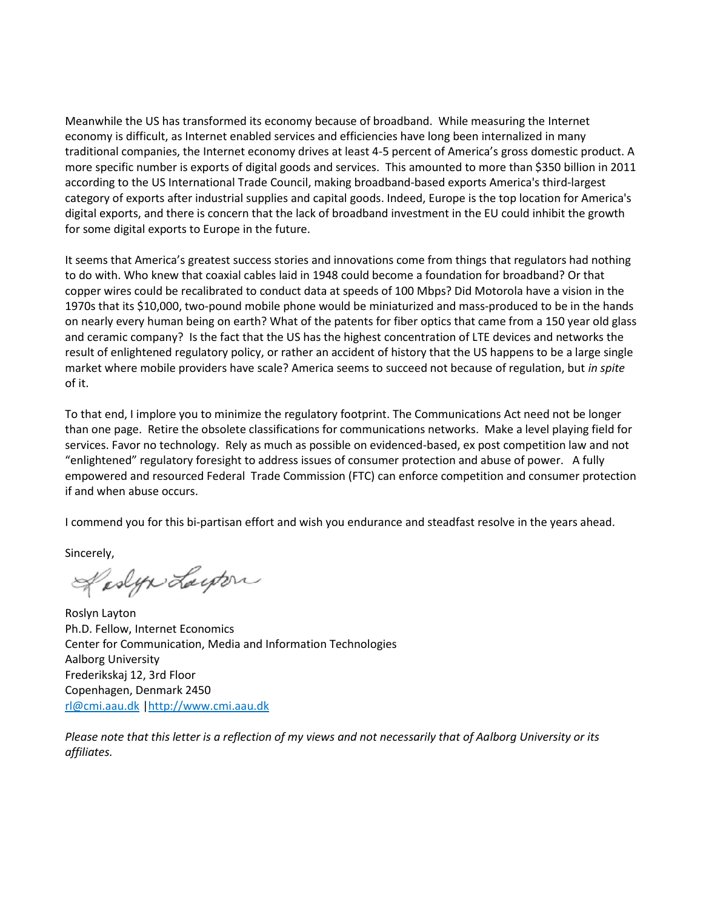Meanwhile the US has transformed its economy because of broadband. While measuring the Internet economy is difficult, as Internet enabled services and efficiencies have long been internalized in many traditional companies, the Internet economy drives at least 4-5 percent of America's gross domestic product. A more specific number is exports of digital goods and services. This amounted to more than $350 billion in 2011 according to the US International Trade Council, making broadband-based exports America's third-largest category of exports after industrial supplies and capital goods. Indeed, Europe is the top location for America's digital exports, and there is concern that the lack of broadband investment in the EU could inhibit the growth for some digital exports to Europe in the future.

It seems that America's greatest success stories and innovations come from things that regulators had nothing to do with. Who knew that coaxial cables laid in 1948 could become a foundation for broadband? Or that copper wires could be recalibrated to conduct data at speeds of 100 Mbps? Did Motorola have a vision in the 1970s that its $10,000, two-pound mobile phone would be miniaturized and mass-produced to be in the hands on nearly every human being on earth? What of the patents for fiber optics that came from a 150 year old glass and ceramic company? Is the fact that the US has the highest concentration of LTE devices and networks the result of enlightened regulatory policy, or rather an accident of history that the US happens to be a large single market where mobile providers have scale? America seems to succeed not because of regulation, but *in spite* of it.

To that end, I implore you to minimize the regulatory footprint. The Communications Act need not be longer than one page. Retire the obsolete classifications for communications networks. Make a level playing field for services. Favor no technology. Rely as much as possible on evidenced-based, ex post competition law and not "enlightened" regulatory foresight to address issues of consumer protection and abuse of power. A fully empowered and resourced Federal Trade Commission (FTC) can enforce competition and consumer protection if and when abuse occurs.

I commend you for this bi-partisan effort and wish you endurance and steadfast resolve in the years ahead.

Sincerely,

Roslyn Layton
Ph.D. Fellow, Internet Economics
Center for Communication, Media and Information Technologies
Aalborg University
Frederikskaj 12, 3rd Floor
Copenhagen, Denmark 2450
rl@cmi.aau.dk | http://www.cmi.aau.dk

*Please note that this letter is a reflection of my views and not necessarily that of Aalborg University or its affiliates.*